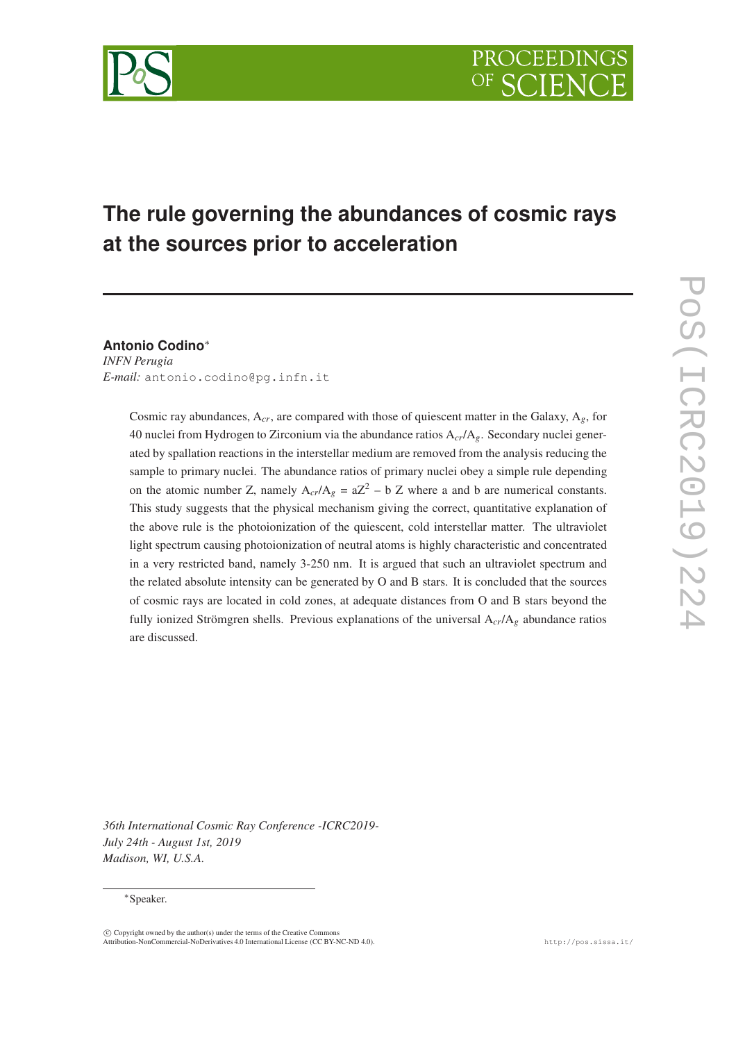# The rule governing the abundances of cosmic rays at the sources prior to acceleration

**Antonio Codino***

*INFN Perugia*

*E-mail:* antonio.codino@pg.infn.it

Cosmic ray abundances, $A_{cr}$, are compared with those of quiescent matter in the Galaxy, $A_g$, for 40 nuclei from Hydrogen to Zirconium via the abundance ratios $A_{cr}/A_g$. Secondary nuclei generated by spallation reactions in the interstellar medium are removed from the analysis reducing the sample to primary nuclei. The abundance ratios of primary nuclei obey a simple rule depending on the atomic number Z, namely $A_{cr}/A_g = aZ^2 - b\,Z$ where a and b are numerical constants. This study suggests that the physical mechanism giving the correct, quantitative explanation of the above rule is the photoionization of the quiescent, cold interstellar matter. The ultraviolet light spectrum causing photoionization of neutral atoms is highly characteristic and concentrated in a very restricted band, namely 3-250 nm. It is argued that such an ultraviolet spectrum and the related absolute intensity can be generated by O and B stars. It is concluded that the sources of cosmic rays are located in cold zones, at adequate distances from O and B stars beyond the fully ionized Strömgren shells. Previous explanations of the universal $A_{cr}/A_g$ abundance ratios are discussed.

*36th International Cosmic Ray Conference -ICRC2019-*
*July 24th - August 1st, 2019*
*Madison, WI, U.S.A.*

*Speaker.

© Copyright owned by the author(s) under the terms of the Creative Commons Attribution-NonCommercial-NoDerivatives 4.0 International License (CC BY-NC-ND 4.0).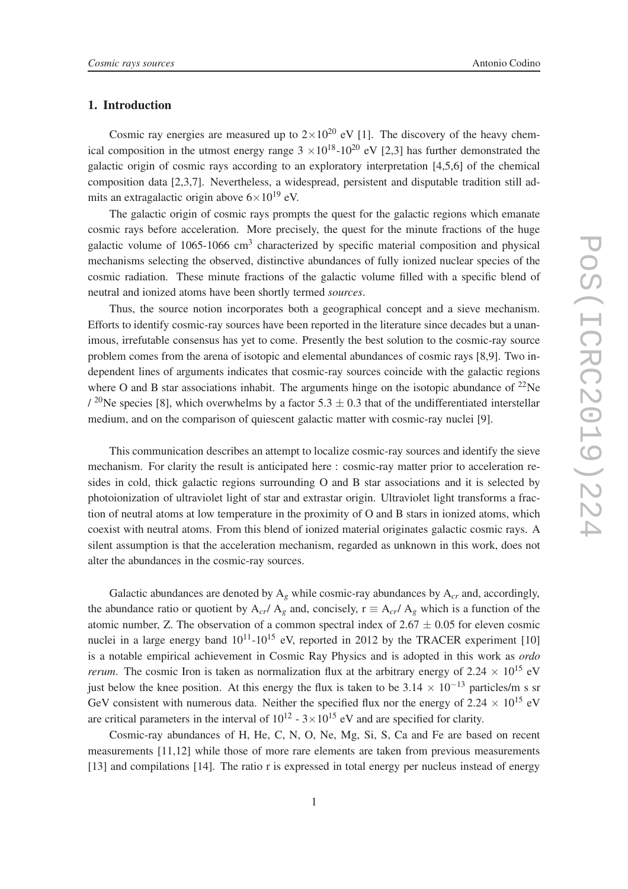## 1. Introduction

Cosmic ray energies are measured up to $2\times10^{20}$ eV [1]. The discovery of the heavy chemical composition in the utmost energy range $3\times10^{18}$-$10^{20}$ eV [2,3] has further demonstrated the galactic origin of cosmic rays according to an exploratory interpretation [4,5,6] of the chemical composition data [2,3,7]. Nevertheless, a widespread, persistent and disputable tradition still admits an extragalactic origin above $6\times10^{19}$ eV.

The galactic origin of cosmic rays prompts the quest for the galactic regions which emanate cosmic rays before acceleration. More precisely, the quest for the minute fractions of the huge galactic volume of 1065-1066 $cm^3$ characterized by specific material composition and physical mechanisms selecting the observed, distinctive abundances of fully ionized nuclear species of the cosmic radiation. These minute fractions of the galactic volume filled with a specific blend of neutral and ionized atoms have been shortly termed *sources*.

Thus, the source notion incorporates both a geographical concept and a sieve mechanism. Efforts to identify cosmic-ray sources have been reported in the literature since decades but a unanimous, irrefutable consensus has yet to come. Presently the best solution to the cosmic-ray source problem comes from the arena of isotopic and elemental abundances of cosmic rays [8,9]. Two independent lines of arguments indicates that cosmic-ray sources coincide with the galactic regions where O and B star associations inhabit. The arguments hinge on the isotopic abundance of $^{22}$Ne / $^{20}$Ne species [8], which overwhelms by a factor $5.3 \pm 0.3$ that of the undifferentiated interstellar medium, and on the comparison of quiescent galactic matter with cosmic-ray nuclei [9].

This communication describes an attempt to localize cosmic-ray sources and identify the sieve mechanism. For clarity the result is anticipated here : cosmic-ray matter prior to acceleration resides in cold, thick galactic regions surrounding O and B star associations and it is selected by photoionization of ultraviolet light of star and extrastar origin. Ultraviolet light transforms a fraction of neutral atoms at low temperature in the proximity of O and B stars in ionized atoms, which coexist with neutral atoms. From this blend of ionized material originates galactic cosmic rays. A silent assumption is that the acceleration mechanism, regarded as unknown in this work, does not alter the abundances in the cosmic-ray sources.

Galactic abundances are denoted by $A_g$ while cosmic-ray abundances by $A_{cr}$ and, accordingly, the abundance ratio or quotient by $A_{cr}/A_g$ and, concisely, $r \equiv A_{cr}/A_g$ which is a function of the atomic number, Z. The observation of a common spectral index of $2.67 \pm 0.05$ for eleven cosmic nuclei in a large energy band $10^{11}$-$10^{15}$ eV, reported in 2012 by the TRACER experiment [10] is a notable empirical achievement in Cosmic Ray Physics and is adopted in this work as *ordo rerum*. The cosmic Iron is taken as normalization flux at the arbitrary energy of $2.24\times10^{15}$ eV just below the knee position. At this energy the flux is taken to be $3.14\times10^{-13}$ particles/m s sr GeV consistent with numerous data. Neither the specified flux nor the energy of $2.24\times10^{15}$ eV are critical parameters in the interval of $10^{12}$ - $3\times10^{15}$ eV and are specified for clarity.

Cosmic-ray abundances of H, He, C, N, O, Ne, Mg, Si, S, Ca and Fe are based on recent measurements [11,12] while those of more rare elements are taken from previous measurements [13] and compilations [14]. The ratio r is expressed in total energy per nucleus instead of energy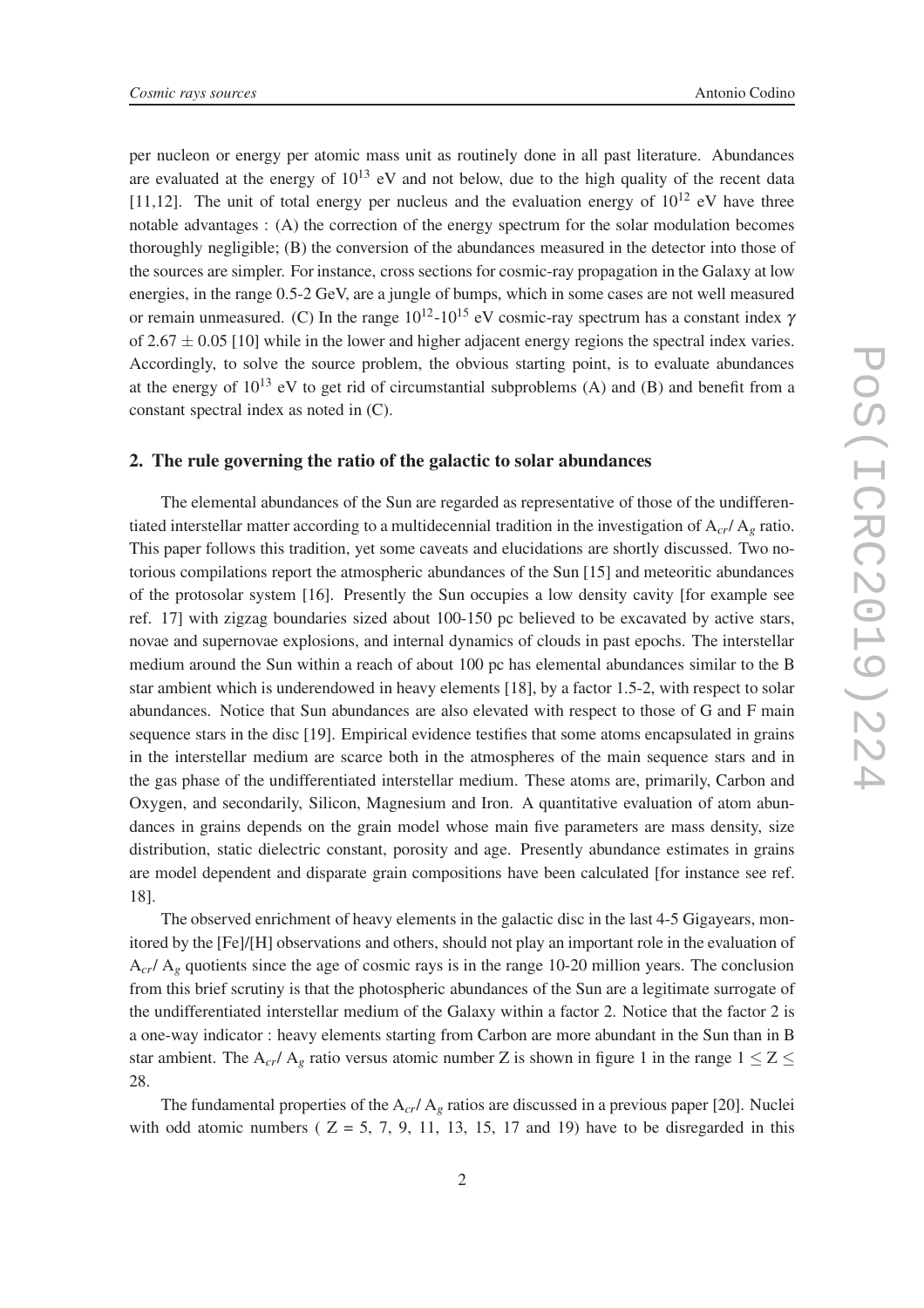per nucleon or energy per atomic mass unit as routinely done in all past literature. Abundances are evaluated at the energy of $10^{13}$ eV and not below, due to the high quality of the recent data [11,12]. The unit of total energy per nucleus and the evaluation energy of $10^{12}$ eV have three notable advantages : (A) the correction of the energy spectrum for the solar modulation becomes thoroughly negligible; (B) the conversion of the abundances measured in the detector into those of the sources are simpler. For instance, cross sections for cosmic-ray propagation in the Galaxy at low energies, in the range 0.5-2 GeV, are a jungle of bumps, which in some cases are not well measured or remain unmeasured. (C) In the range $10^{12}$-$10^{15}$ eV cosmic-ray spectrum has a constant index $\gamma$ of $2.67 \pm 0.05$ [10] while in the lower and higher adjacent energy regions the spectral index varies. Accordingly, to solve the source problem, the obvious starting point, is to evaluate abundances at the energy of $10^{13}$ eV to get rid of circumstantial subproblems (A) and (B) and benefit from a constant spectral index as noted in (C).

## 2. The rule governing the ratio of the galactic to solar abundances

The elemental abundances of the Sun are regarded as representative of those of the undifferentiated interstellar matter according to a multidecennial tradition in the investigation of $A_{cr}/A_g$ ratio. This paper follows this tradition, yet some caveats and elucidations are shortly discussed. Two notorious compilations report the atmospheric abundances of the Sun [15] and meteoritic abundances of the protosolar system [16]. Presently the Sun occupies a low density cavity [for example see ref. 17] with zigzag boundaries sized about 100-150 pc believed to be excavated by active stars, novae and supernovae explosions, and internal dynamics of clouds in past epochs. The interstellar medium around the Sun within a reach of about 100 pc has elemental abundances similar to the B star ambient which is underendowed in heavy elements [18], by a factor 1.5-2, with respect to solar abundances. Notice that Sun abundances are also elevated with respect to those of G and F main sequence stars in the disc [19]. Empirical evidence testifies that some atoms encapsulated in grains in the interstellar medium are scarce both in the atmospheres of the main sequence stars and in the gas phase of the undifferentiated interstellar medium. These atoms are, primarily, Carbon and Oxygen, and secondarily, Silicon, Magnesium and Iron. A quantitative evaluation of atom abundances in grains depends on the grain model whose main five parameters are mass density, size distribution, static dielectric constant, porosity and age. Presently abundance estimates in grains are model dependent and disparate grain compositions have been calculated [for instance see ref. 18].

The observed enrichment of heavy elements in the galactic disc in the last 4-5 Gigayears, monitored by the [Fe]/[H] observations and others, should not play an important role in the evaluation of $A_{cr}/A_g$ quotients since the age of cosmic rays is in the range 10-20 million years. The conclusion from this brief scrutiny is that the photospheric abundances of the Sun are a legitimate surrogate of the undifferentiated interstellar medium of the Galaxy within a factor 2. Notice that the factor 2 is a one-way indicator : heavy elements starting from Carbon are more abundant in the Sun than in B star ambient. The $A_{cr}/A_g$ ratio versus atomic number Z is shown in figure 1 in the range $1 \leq Z \leq 28$.

The fundamental properties of the $A_{cr}/A_g$ ratios are discussed in a previous paper [20]. Nuclei with odd atomic numbers ( Z = 5, 7, 9, 11, 13, 15, 17 and 19) have to be disregarded in this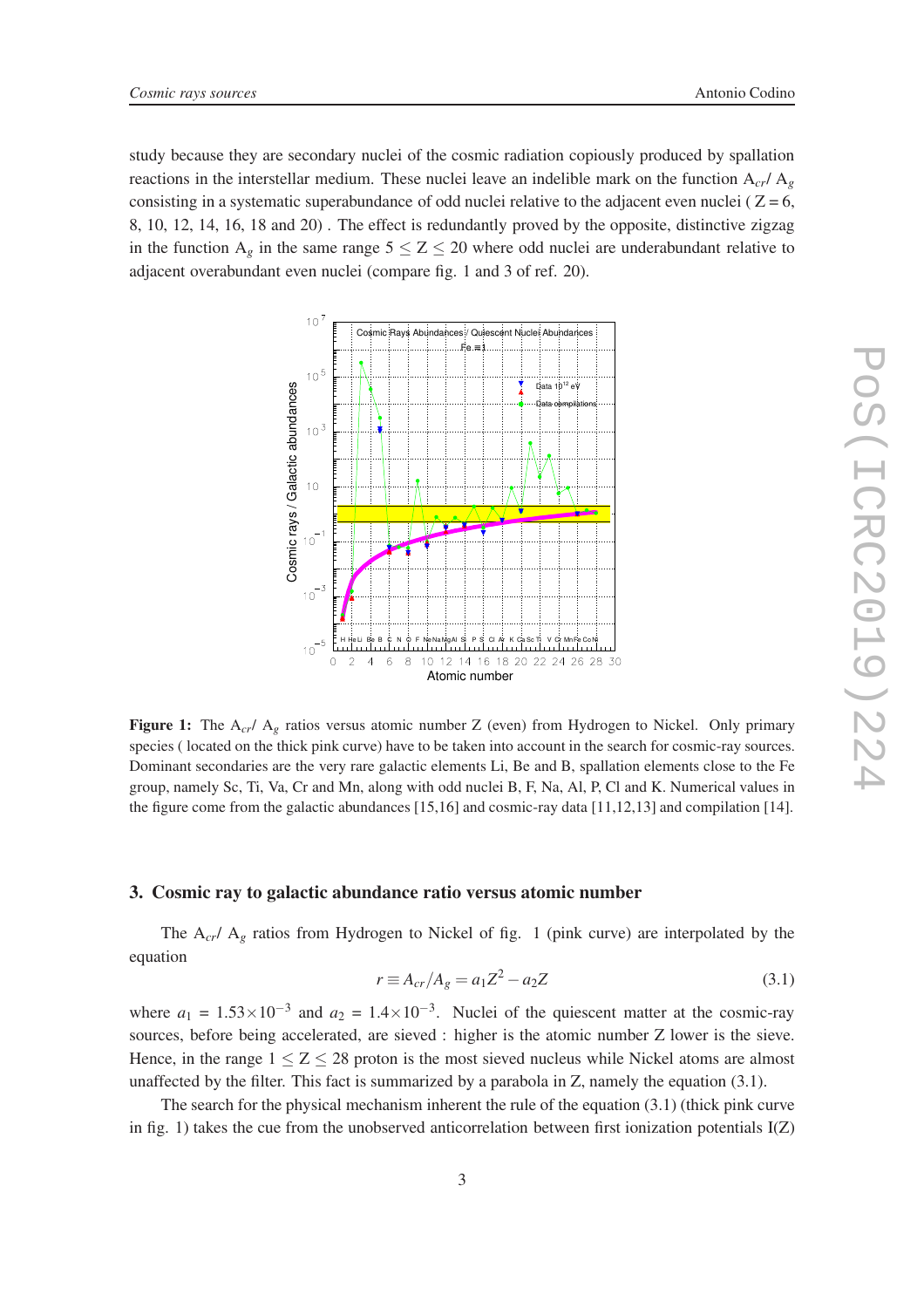study because they are secondary nuclei of the cosmic radiation copiously produced by spallation reactions in the interstellar medium. These nuclei leave an indelible mark on the function $A_{cr}$/ $A_g$ consisting in a systematic superabundance of odd nuclei relative to the adjacent even nuclei ( Z = 6, 8, 10, 12, 14, 16, 18 and 20) . The effect is redundantly proved by the opposite, distinctive zigzag in the function $A_g$ in the same range $5 \leq Z \leq 20$ where odd nuclei are underabundant relative to adjacent overabundant even nuclei (compare fig. 1 and 3 of ref. 20).

**Figure 1:** The $A_{cr}$/ $A_g$ ratios versus atomic number Z (even) from Hydrogen to Nickel. Only primary species ( located on the thick pink curve) have to be taken into account in the search for cosmic-ray sources. Dominant secondaries are the very rare galactic elements Li, Be and B, spallation elements close to the Fe group, namely Sc, Ti, Va, Cr and Mn, along with odd nuclei B, F, Na, Al, P, Cl and K. Numerical values in the figure come from the galactic abundances [15,16] and cosmic-ray data [11,12,13] and compilation [14].

## 3. Cosmic ray to galactic abundance ratio versus atomic number

The $A_{cr}$/ $A_g$ ratios from Hydrogen to Nickel of fig. 1 (pink curve) are interpolated by the equation

$$r \equiv A_{cr}/A_g = a_1 Z^2 - a_2 Z \tag{3.1}$$

where $a_1 = 1.53\times10^{-3}$ and $a_2 = 1.4\times10^{-3}$. Nuclei of the quiescent matter at the cosmic-ray sources, before being accelerated, are sieved : higher is the atomic number Z lower is the sieve. Hence, in the range $1 \leq Z \leq 28$ proton is the most sieved nucleus while Nickel atoms are almost unaffected by the filter. This fact is summarized by a parabola in Z, namely the equation (3.1).

The search for the physical mechanism inherent the rule of the equation (3.1) (thick pink curve in fig. 1) takes the cue from the unobserved anticorrelation between first ionization potentials I(Z)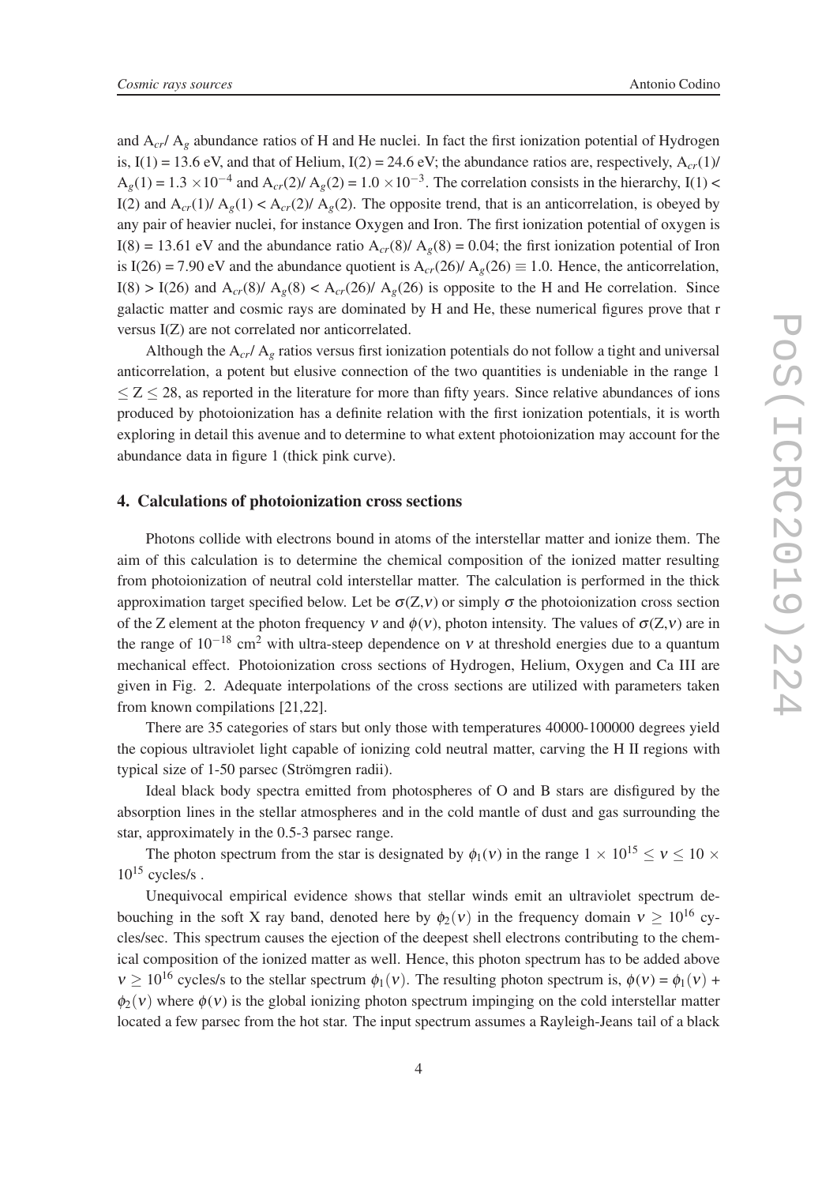and $A_{cr}$/ $A_g$ abundance ratios of H and He nuclei. In fact the first ionization potential of Hydrogen is, I(1) = 13.6 eV, and that of Helium, I(2) = 24.6 eV; the abundance ratios are, respectively, $A_{cr}(1)$/ $A_g(1) = 1.3 \times 10^{-4}$ and $A_{cr}(2)$/ $A_g(2) = 1.0 \times 10^{-3}$. The correlation consists in the hierarchy, I(1) < I(2) and $A_{cr}(1)$/ $A_g(1)$ < $A_{cr}(2)$/ $A_g(2)$. The opposite trend, that is an anticorrelation, is obeyed by any pair of heavier nuclei, for instance Oxygen and Iron. The first ionization potential of oxygen is I(8) = 13.61 eV and the abundance ratio $A_{cr}(8)$/ $A_g(8)$ = 0.04; the first ionization potential of Iron is I(26) = 7.90 eV and the abundance quotient is $A_{cr}(26)$/ $A_g(26) \equiv 1.0$. Hence, the anticorrelation, I(8) > I(26) and $A_{cr}(8)$/ $A_g(8)$ < $A_{cr}(26)$/ $A_g(26)$ is opposite to the H and He correlation. Since galactic matter and cosmic rays are dominated by H and He, these numerical figures prove that r versus I(Z) are not correlated nor anticorrelated.

Although the $A_{cr}$/ $A_g$ ratios versus first ionization potentials do not follow a tight and universal anticorrelation, a potent but elusive connection of the two quantities is undeniable in the range $1 \leq Z \leq 28$, as reported in the literature for more than fifty years. Since relative abundances of ions produced by photoionization has a definite relation with the first ionization potentials, it is worth exploring in detail this avenue and to determine to what extent photoionization may account for the abundance data in figure 1 (thick pink curve).

## 4. Calculations of photoionization cross sections

Photons collide with electrons bound in atoms of the interstellar matter and ionize them. The aim of this calculation is to determine the chemical composition of the ionized matter resulting from photoionization of neutral cold interstellar matter. The calculation is performed in the thick approximation target specified below. Let be $\sigma(Z,\nu)$ or simply $\sigma$ the photoionization cross section of the Z element at the photon frequency $\nu$ and $\phi(\nu)$, photon intensity. The values of $\sigma(Z,\nu)$ are in the range of $10^{-18}$ cm$^2$ with ultra-steep dependence on $\nu$ at threshold energies due to a quantum mechanical effect. Photoionization cross sections of Hydrogen, Helium, Oxygen and Ca III are given in Fig. 2. Adequate interpolations of the cross sections are utilized with parameters taken from known compilations [21,22].

There are 35 categories of stars but only those with temperatures 40000-100000 degrees yield the copious ultraviolet light capable of ionizing cold neutral matter, carving the H II regions with typical size of 1-50 parsec (Strömgren radii).

Ideal black body spectra emitted from photospheres of O and B stars are disfigured by the absorption lines in the stellar atmospheres and in the cold mantle of dust and gas surrounding the star, approximately in the 0.5-3 parsec range.

The photon spectrum from the star is designated by $\phi_1(\nu)$ in the range $1 \times 10^{15} \leq \nu \leq 10 \times 10^{15}$ cycles/s .

Unequivocal empirical evidence shows that stellar winds emit an ultraviolet spectrum debouching in the soft X ray band, denoted here by $\phi_2(\nu)$ in the frequency domain $\nu \geq 10^{16}$ cycles/sec. This spectrum causes the ejection of the deepest shell electrons contributing to the chemical composition of the ionized matter as well. Hence, this photon spectrum has to be added above $\nu \geq 10^{16}$ cycles/s to the stellar spectrum $\phi_1(\nu)$. The resulting photon spectrum is, $\phi(\nu) = \phi_1(\nu) + \phi_2(\nu)$ where $\phi(\nu)$ is the global ionizing photon spectrum impinging on the cold interstellar matter located a few parsec from the hot star. The input spectrum assumes a Rayleigh-Jeans tail of a black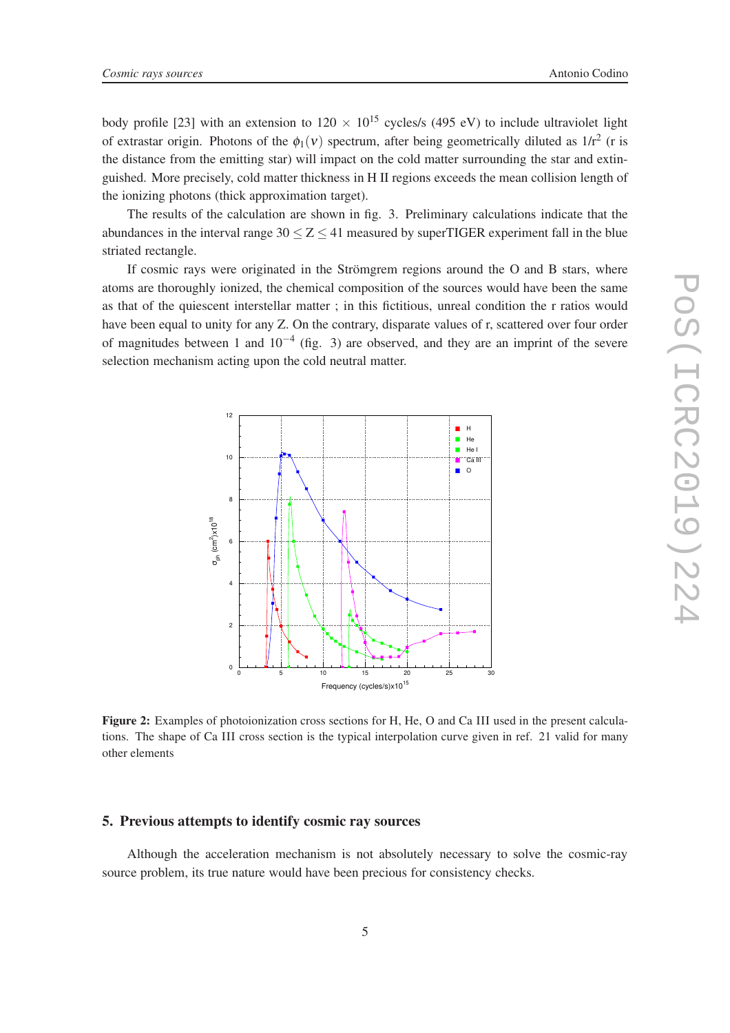body profile [23] with an extension to 120 $\times$ $10^{15}$ cycles/s (495 eV) to include ultraviolet light of extrastar origin. Photons of the $\phi_1(\nu)$ spectrum, after being geometrically diluted as 1/r$^2$ (r is the distance from the emitting star) will impact on the cold matter surrounding the star and extinguished. More precisely, cold matter thickness in H II regions exceeds the mean collision length of the ionizing photons (thick approximation target).

The results of the calculation are shown in fig. 3. Preliminary calculations indicate that the abundances in the interval range $30 \leq Z \leq 41$ measured by superTIGER experiment fall in the blue striated rectangle.

If cosmic rays were originated in the Strömgrem regions around the O and B stars, where atoms are thoroughly ionized, the chemical composition of the sources would have been the same as that of the quiescent interstellar matter ; in this fictitious, unreal condition the r ratios would have been equal to unity for any Z. On the contrary, disparate values of r, scattered over four order of magnitudes between 1 and $10^{-4}$ (fig. 3) are observed, and they are an imprint of the severe selection mechanism acting upon the cold neutral matter.

**Figure 2:** Examples of photoionization cross sections for H, He, O and Ca III used in the present calculations. The shape of Ca III cross section is the typical interpolation curve given in ref. 21 valid for many other elements

## 5. Previous attempts to identify cosmic ray sources

Although the acceleration mechanism is not absolutely necessary to solve the cosmic-ray source problem, its true nature would have been precious for consistency checks.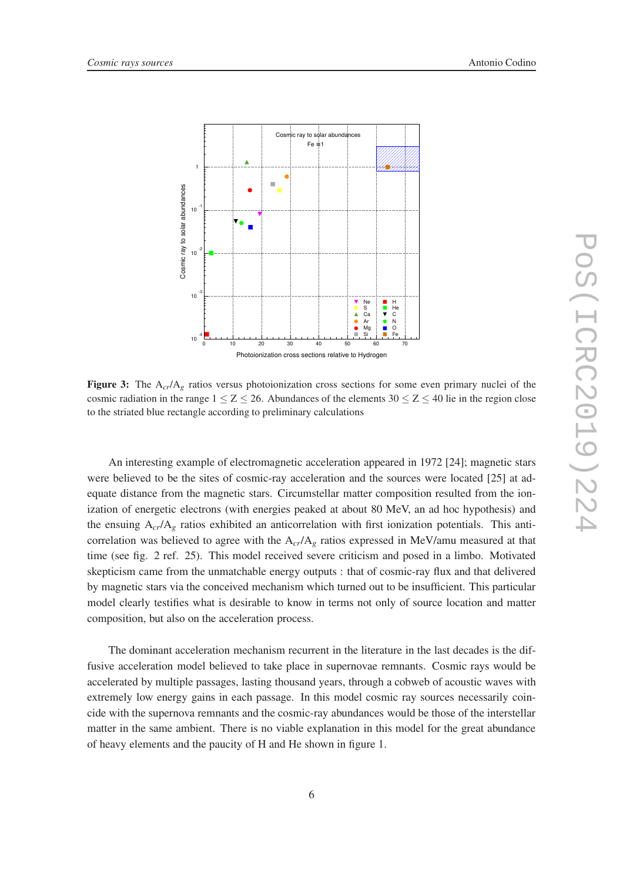**Figure 3:** The $A_{cr}/A_g$ ratios versus photoionization cross sections for some even primary nuclei of the cosmic radiation in the range $1 \leq Z \leq 26$. Abundances of the elements $30 \leq Z \leq 40$ lie in the region close to the striated blue rectangle according to preliminary calculations

An interesting example of electromagnetic acceleration appeared in 1972 [24]; magnetic stars were believed to be the sites of cosmic-ray acceleration and the sources were located [25] at adequate distance from the magnetic stars. Circumstellar matter composition resulted from the ionization of energetic electrons (with energies peaked at about 80 MeV, an ad hoc hypothesis) and the ensuing $A_{cr}/A_g$ ratios exhibited an anticorrelation with first ionization potentials. This anticorrelation was believed to agree with the $A_{cr}/A_g$ ratios expressed in MeV/amu measured at that time (see fig. 2 ref. 25). This model received severe criticism and posed in a limbo. Motivated skepticism came from the unmatchable energy outputs : that of cosmic-ray flux and that delivered by magnetic stars via the conceived mechanism which turned out to be insufficient. This particular model clearly testifies what is desirable to know in terms not only of source location and matter composition, but also on the acceleration process.

The dominant acceleration mechanism recurrent in the literature in the last decades is the diffusive acceleration model believed to take place in supernovae remnants. Cosmic rays would be accelerated by multiple passages, lasting thousand years, through a cobweb of acoustic waves with extremely low energy gains in each passage. In this model cosmic ray sources necessarily coincide with the supernova remnants and the cosmic-ray abundances would be those of the interstellar matter in the same ambient. There is no viable explanation in this model for the great abundance of heavy elements and the paucity of H and He shown in figure 1.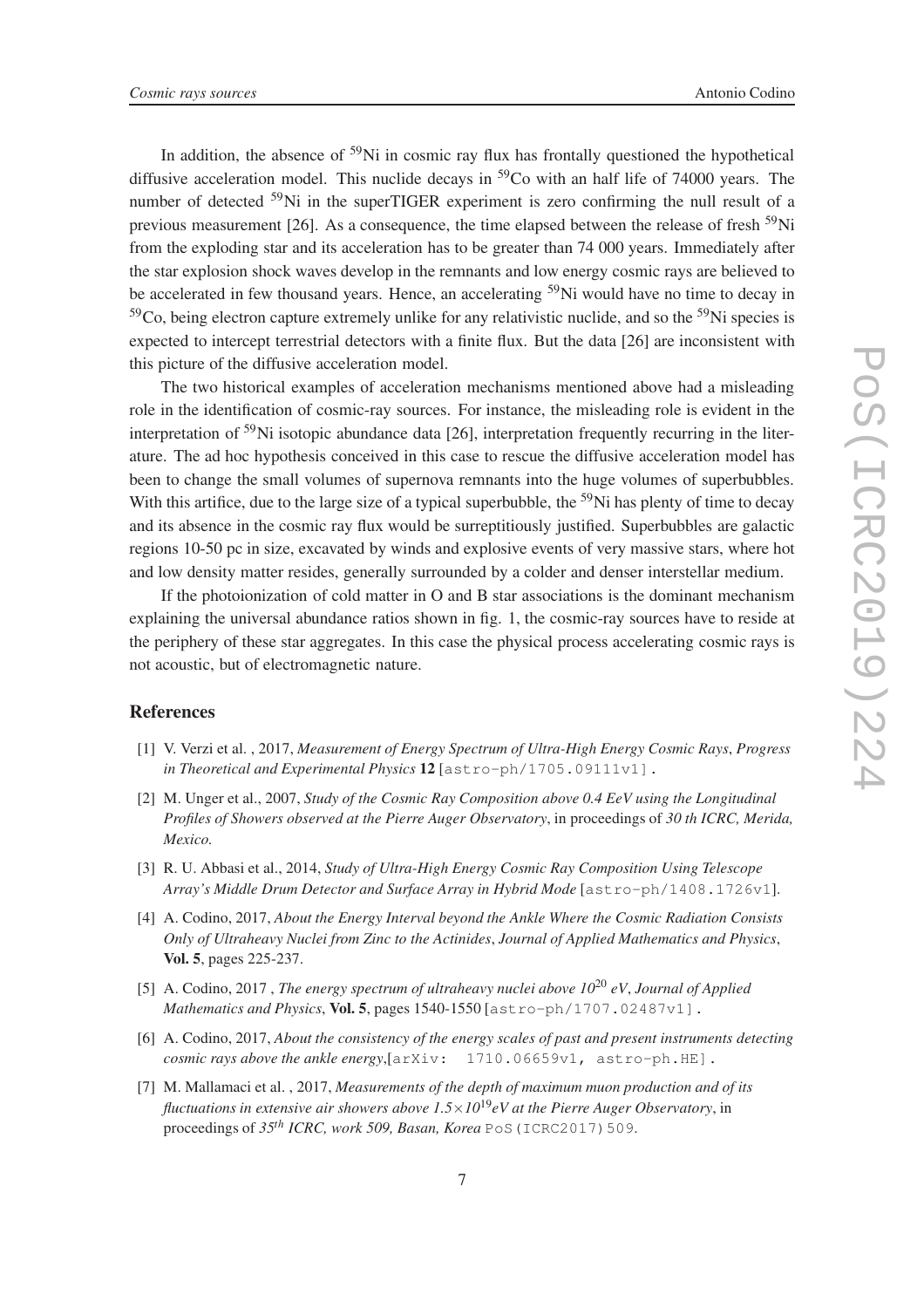In addition, the absence of $^{59}$Ni in cosmic ray flux has frontally questioned the hypothetical diffusive acceleration model. This nuclide decays in $^{59}$Co with an half life of 74000 years. The number of detected $^{59}$Ni in the superTIGER experiment is zero confirming the null result of a previous measurement [26]. As a consequence, the time elapsed between the release of fresh $^{59}$Ni from the exploding star and its acceleration has to be greater than 74 000 years. Immediately after the star explosion shock waves develop in the remnants and low energy cosmic rays are believed to be accelerated in few thousand years. Hence, an accelerating $^{59}$Ni would have no time to decay in $^{59}$Co, being electron capture extremely unlike for any relativistic nuclide, and so the $^{59}$Ni species is expected to intercept terrestrial detectors with a finite flux. But the data [26] are inconsistent with this picture of the diffusive acceleration model.

The two historical examples of acceleration mechanisms mentioned above had a misleading role in the identification of cosmic-ray sources. For instance, the misleading role is evident in the interpretation of $^{59}$Ni isotopic abundance data [26], interpretation frequently recurring in the literature. The ad hoc hypothesis conceived in this case to rescue the diffusive acceleration model has been to change the small volumes of supernova remnants into the huge volumes of superbubbles. With this artifice, due to the large size of a typical superbubble, the $^{59}$Ni has plenty of time to decay and its absence in the cosmic ray flux would be surreptitiously justified. Superbubbles are galactic regions 10-50 pc in size, excavated by winds and explosive events of very massive stars, where hot and low density matter resides, generally surrounded by a colder and denser interstellar medium.

If the photoionization of cold matter in O and B star associations is the dominant mechanism explaining the universal abundance ratios shown in fig. 1, the cosmic-ray sources have to reside at the periphery of these star aggregates. In this case the physical process accelerating cosmic rays is not acoustic, but of electromagnetic nature.

## References

[1] V. Verzi et al. , 2017, *Measurement of Energy Spectrum of Ultra-High Energy Cosmic Rays*, *Progress in Theoretical and Experimental Physics* **12** [astro-ph/1705.09111v1].

[2] M. Unger et al., 2007, *Study of the Cosmic Ray Composition above 0.4 EeV using the Longitudinal Profiles of Showers observed at the Pierre Auger Observatory*, in proceedings of *30 th ICRC, Merida, Mexico.*

[3] R. U. Abbasi et al., 2014, *Study of Ultra-High Energy Cosmic Ray Composition Using Telescope Array's Middle Drum Detector and Surface Array in Hybrid Mode* [astro-ph/1408.1726v1].

[4] A. Codino, 2017, *About the Energy Interval beyond the Ankle Where the Cosmic Radiation Consists Only of Ultraheavy Nuclei from Zinc to the Actinides*, *Journal of Applied Mathematics and Physics*, **Vol. 5**, pages 225-237.

[5] A. Codino, 2017 , *The energy spectrum of ultraheavy nuclei above $10^{20}$ eV*, *Journal of Applied Mathematics and Physics*, **Vol. 5**, pages 1540-1550 [astro-ph/1707.02487v1].

[6] A. Codino, 2017, *About the consistency of the energy scales of past and present instruments detecting cosmic rays above the ankle energy*,[arXiv: 1710.06659v1, astro-ph.HE].

[7] M. Mallamaci et al. , 2017, *Measurements of the depth of maximum muon production and of its fluctuations in extensive air showers above $1.5\times10^{19}$eV at the Pierre Auger Observatory*, in proceedings of *$35^{th}$ ICRC, work 509, Basan, Korea* PoS(ICRC2017)509.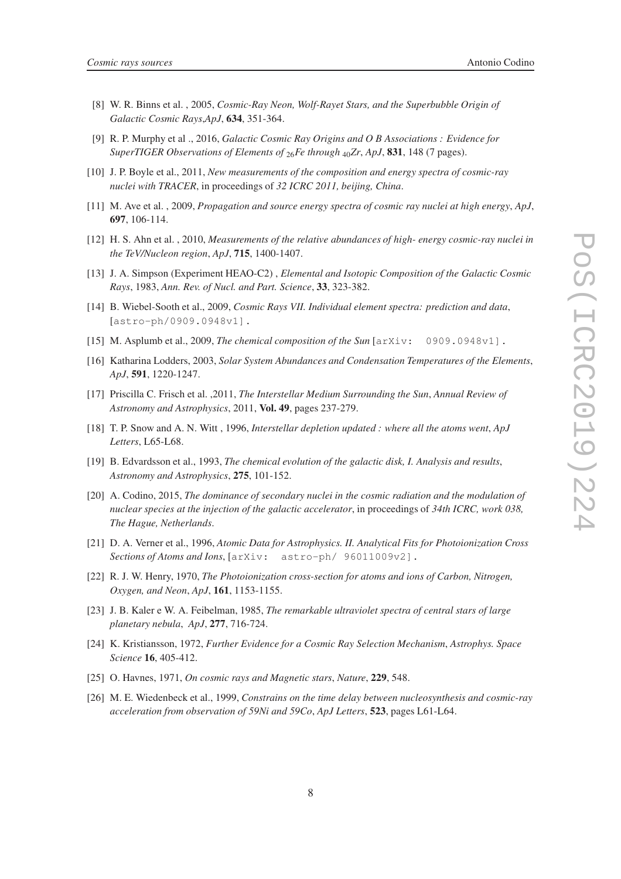[8] W. R. Binns et al. , 2005, *Cosmic-Ray Neon, Wolf-Rayet Stars, and the Superbubble Origin of Galactic Cosmic Rays*,*ApJ*, **634**, 351-364.

[9] R. P. Murphy et al ., 2016, *Galactic Cosmic Ray Origins and O B Associations : Evidence for SuperTIGER Observations of Elements of* $_{26}Fe$ *through* $_{40}Zr$, *ApJ*, **831**, 148 (7 pages).

[10] J. P. Boyle et al., 2011, *New measurements of the composition and energy spectra of cosmic-ray nuclei with TRACER*, in proceedings of *32 ICRC 2011, beijing, China*.

[11] M. Ave et al. , 2009, *Propagation and source energy spectra of cosmic ray nuclei at high energy*, *ApJ*, **697**, 106-114.

[12] H. S. Ahn et al. , 2010, *Measurements of the relative abundances of high- energy cosmic-ray nuclei in the TeV/Nucleon region*, *ApJ*, **715**, 1400-1407.

[13] J. A. Simpson (Experiment HEAO-C2) , *Elemental and Isotopic Composition of the Galactic Cosmic Rays*, 1983, *Ann. Rev. of Nucl. and Part. Science*, **33**, 323-382.

[14] B. Wiebel-Sooth et al., 2009, *Cosmic Rays VII. Individual element spectra: prediction and data*, [astro-ph/0909.0948v1].

[15] M. Asplumb et al., 2009, *The chemical composition of the Sun* [arXiv: 0909.0948v1].

[16] Katharina Lodders, 2003, *Solar System Abundances and Condensation Temperatures of the Elements*, *ApJ*, **591**, 1220-1247.

[17] Priscilla C. Frisch et al. ,2011, *The Interstellar Medium Surrounding the Sun*, *Annual Review of Astronomy and Astrophysics*, 2011, **Vol. 49**, pages 237-279.

[18] T. P. Snow and A. N. Witt , 1996, *Interstellar depletion updated : where all the atoms went*, *ApJ Letters*, L65-L68.

[19] B. Edvardsson et al., 1993, *The chemical evolution of the galactic disk, I. Analysis and results*, *Astronomy and Astrophysics*, **275**, 101-152.

[20] A. Codino, 2015, *The dominance of secondary nuclei in the cosmic radiation and the modulation of nuclear species at the injection of the galactic accelerator*, in proceedings of *34th ICRC, work 038, The Hague, Netherlands*.

[21] D. A. Verner et al., 1996, *Atomic Data for Astrophysics. II. Analytical Fits for Photoionization Cross Sections of Atoms and Ions*, [arXiv: astro-ph/ 96011009v2].

[22] R. J. W. Henry, 1970, *The Photoionization cross-section for atoms and ions of Carbon, Nitrogen, Oxygen, and Neon*, *ApJ*, **161**, 1153-1155.

[23] J. B. Kaler e W. A. Feibelman, 1985, *The remarkable ultraviolet spectra of central stars of large planetary nebula*, *ApJ*, **277**, 716-724.

[24] K. Kristiansson, 1972, *Further Evidence for a Cosmic Ray Selection Mechanism*, *Astrophys. Space Science* **16**, 405-412.

[25] O. Havnes, 1971, *On cosmic rays and Magnetic stars*, *Nature*, **229**, 548.

[26] M. E. Wiedenbeck et al., 1999, *Constrains on the time delay between nucleosynthesis and cosmic-ray acceleration from observation of 59Ni and 59Co*, *ApJ Letters*, **523**, pages L61-L64.